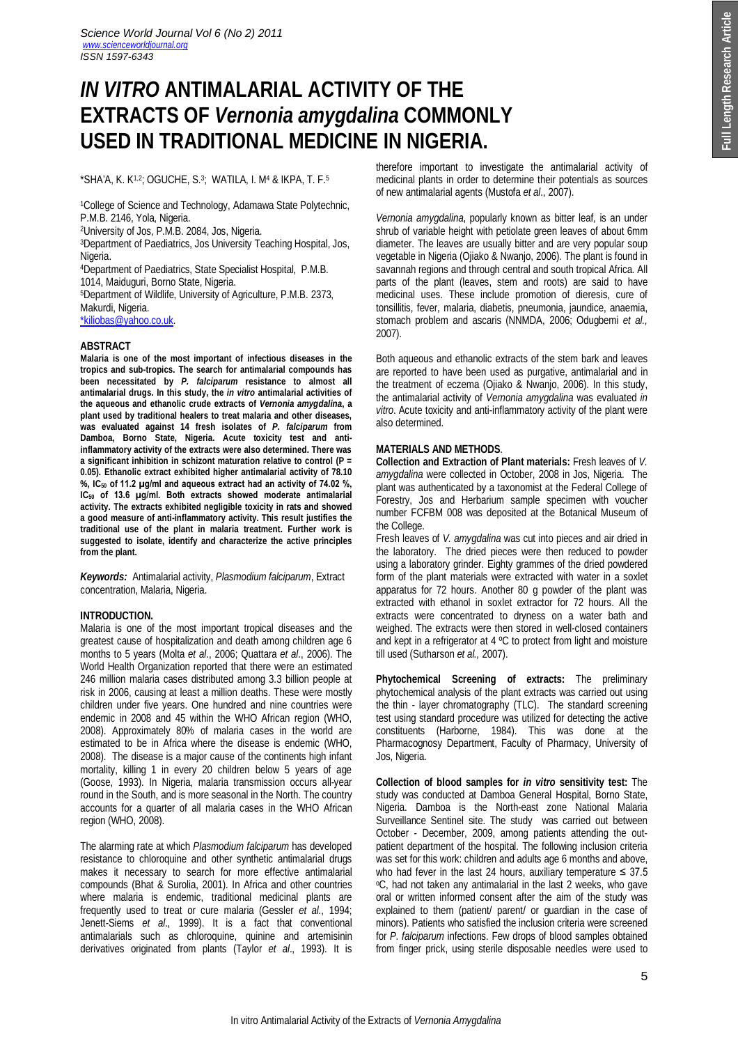# *IN VITRO* ANTIMALARIAL ACTIVITY OF THE EXTRACTS OF *Vernonia amygdalina* COMMONLY USED IN TRADITIONAL MEDICINE IN NIGERIA.

*SHA'A, K. K[1,2]; OGUCHE, S.[3]; WATILA, I. M[4] & IKPA, T. F.[5]

[1]College of Science and Technology, Adamawa State Polytechnic, P.M.B. 2146, Yola, Nigeria.
[2]University of Jos, P.M.B. 2084, Jos, Nigeria.
[3]Department of Paediatrics, Jos University Teaching Hospital, Jos, Nigeria.
[4]Department of Paediatrics, State Specialist Hospital, P.M.B. 1014, Maiduguri, Borno State, Nigeria.
[5]Department of Wildlife, University of Agriculture, P.M.B. 2373, Makurdi, Nigeria.
*kiliobas@yahoo.co.uk.

## ABSTRACT

**Malaria is one of the most important of infectious diseases in the tropics and sub-tropics. The search for antimalarial compounds has been necessitated by *P. falciparum* resistance to almost all antimalarial drugs. In this study, the *in vitro* antimalarial activities of the aqueous and ethanolic crude extracts of *Vernonia amygdalina*, a plant used by traditional healers to treat malaria and other diseases, was evaluated against 14 fresh isolates of *P. falciparum* from Damboa, Borno State, Nigeria. Acute toxicity test and anti-inflammatory activity of the extracts were also determined. There was a significant inhibition in schizont maturation relative to control ($P = 0.05$). Ethanolic extract exhibited higher antimalarial activity of 78.10 %, $IC_{50}$ of 11.2 µg/ml and aqueous extract had an activity of 74.02 %, $IC_{50}$ of 13.6 µg/ml. Both extracts showed moderate antimalarial activity. The extracts exhibited negligible toxicity in rats and showed a good measure of anti-inflammatory activity. This result justifies the traditional use of the plant in malaria treatment. Further work is suggested to isolate, identify and characterize the active principles from the plant.**

***Keywords:*** Antimalarial activity, *Plasmodium falciparum*, Extract concentration, Malaria, Nigeria.

## INTRODUCTION.

Malaria is one of the most important tropical diseases and the greatest cause of hospitalization and death among children age 6 months to 5 years (Molta *et al*., 2006; Quattara *et al*., 2006). The World Health Organization reported that there were an estimated 246 million malaria cases distributed among 3.3 billion people at risk in 2006, causing at least a million deaths. These were mostly children under five years. One hundred and nine countries were endemic in 2008 and 45 within the WHO African region (WHO, 2008). Approximately 80% of malaria cases in the world are estimated to be in Africa where the disease is endemic (WHO, 2008). The disease is a major cause of the continents high infant mortality, killing 1 in every 20 children below 5 years of age (Goose, 1993). In Nigeria, malaria transmission occurs all-year round in the South, and is more seasonal in the North. The country accounts for a quarter of all malaria cases in the WHO African region (WHO, 2008).

The alarming rate at which *Plasmodium falciparum* has developed resistance to chloroquine and other synthetic antimalarial drugs makes it necessary to search for more effective antimalarial compounds (Bhat & Surolia, 2001). In Africa and other countries where malaria is endemic, traditional medicinal plants are frequently used to treat or cure malaria (Gessler *et al*., 1994; Jenett-Siems *et al*., 1999). It is a fact that conventional antimalarials such as chloroquine, quinine and artemisinin derivatives originated from plants (Taylor *et al*., 1993). It is therefore important to investigate the antimalarial activity of medicinal plants in order to determine their potentials as sources of new antimalarial agents (Mustofa *et al*., 2007).

*Vernonia amygdalina*, popularly known as bitter leaf, is an under shrub of variable height with petiolate green leaves of about 6mm diameter. The leaves are usually bitter and are very popular soup vegetable in Nigeria (Ojiako & Nwanjo, 2006). The plant is found in savannah regions and through central and south tropical Africa. All parts of the plant (leaves, stem and roots) are said to have medicinal uses. These include promotion of dieresis, cure of tonsillitis, fever, malaria, diabetis, pneumonia, jaundice, anaemia, stomach problem and ascaris (NNMDA, 2006; Odugbemi *et al.,* 2007).

Both aqueous and ethanolic extracts of the stem bark and leaves are reported to have been used as purgative, antimalarial and in the treatment of eczema (Ojiako & Nwanjo, 2006). In this study, the antimalarial activity of *Vernonia amygdalina* was evaluated *in vitro*. Acute toxicity and anti-inflammatory activity of the plant were also determined.

## MATERIALS AND METHODS.

**Collection and Extraction of Plant materials:** Fresh leaves of *V. amygdalina* were collected in October, 2008 in Jos, Nigeria. The plant was authenticated by a taxonomist at the Federal College of Forestry, Jos and Herbarium sample specimen with voucher number FCFBM 008 was deposited at the Botanical Museum of the College.
Fresh leaves of *V. amygdalina* was cut into pieces and air dried in the laboratory. The dried pieces were then reduced to powder using a laboratory grinder. Eighty grammes of the dried powdered form of the plant materials were extracted with water in a soxlet apparatus for 72 hours. Another 80 g powder of the plant was extracted with ethanol in soxlet extractor for 72 hours. All the extracts were concentrated to dryness on a water bath and weighed. The extracts were then stored in well-closed containers and kept in a refrigerator at 4 ºC to protect from light and moisture till used (Sutharson *et al.,* 2007).

**Phytochemical Screening of extracts:** The preliminary phytochemical analysis of the plant extracts was carried out using the thin - layer chromatography (TLC). The standard screening test using standard procedure was utilized for detecting the active constituents (Harborne, 1984). This was done at the Pharmacognosy Department, Faculty of Pharmacy, University of Jos, Nigeria.

**Collection of blood samples for *in vitro* sensitivity test:** The study was conducted at Damboa General Hospital, Borno State, Nigeria. Damboa is the North-east zone National Malaria Surveillance Sentinel site. The study was carried out between October - December, 2009, among patients attending the out-patient department of the hospital. The following inclusion criteria was set for this work: children and adults age 6 months and above, who had fever in the last 24 hours, auxiliary temperature ≤ 37.5 ºC, had not taken any antimalarial in the last 2 weeks, who gave oral or written informed consent after the aim of the study was explained to them (patient/ parent/ or guardian in the case of minors). Patients who satisfied the inclusion criteria were screened for *P. falciparum* infections. Few drops of blood samples obtained from finger prick, using sterile disposable needles were used to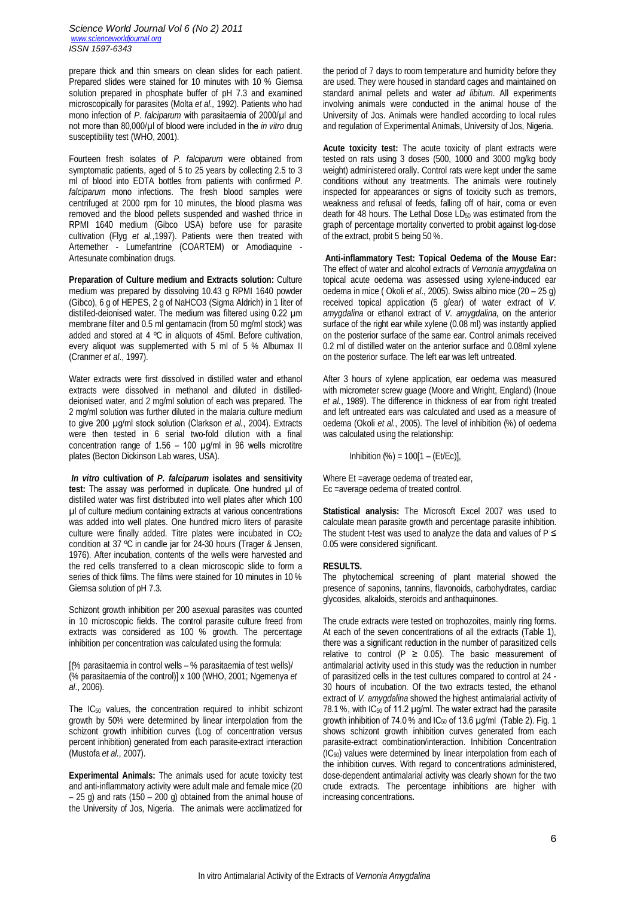prepare thick and thin smears on clean slides for each patient. Prepared slides were stained for 10 minutes with 10 % Giemsa solution prepared in phosphate buffer of pH 7.3 and examined microscopically for parasites (Molta *et al.,* 1992). Patients who had mono infection of *P. falciparum* with parasitaemia of 2000/µl and not more than 80,000/µl of blood were included in the *in vitro* drug susceptibility test (WHO, 2001).

Fourteen fresh isolates of *P. falciparum* were obtained from symptomatic patients, aged of 5 to 25 years by collecting 2.5 to 3 ml of blood into EDTA bottles from patients with confirmed *P. falciparum* mono infections. The fresh blood samples were centrifuged at 2000 rpm for 10 minutes, the blood plasma was removed and the blood pellets suspended and washed thrice in RPMI 1640 medium (Gibco USA) before use for parasite cultivation (Flyg *et al.*,1997). Patients were then treated with Artemether - Lumefantrine (COARTEM) or Amodiaquine - Artesunate combination drugs.

**Preparation of Culture medium and Extracts solution:** Culture medium was prepared by dissolving 10.43 g RPMI 1640 powder (Gibco), 6 g of HEPES, 2 g of $NaHCO_3$ (Sigma Aldrich) in 1 liter of distilled-deionised water. The medium was filtered using 0.22 µm membrane filter and 0.5 ml gentamacin (from 50 mg/ml stock) was added and stored at 4 ºC in aliquots of 45ml. Before cultivation, every aliquot was supplemented with 5 ml of 5 % Albumax II (Cranmer *et al*., 1997).

Water extracts were first dissolved in distilled water and ethanol extracts were dissolved in methanol and diluted in distilled-deionised water, and 2 mg/ml solution of each was prepared. The 2 mg/ml solution was further diluted in the malaria culture medium to give 200 µg/ml stock solution (Clarkson *et al.*, 2004). Extracts were then tested in 6 serial two-fold dilution with a final concentration range of 1.56 – 100 µg/ml in 96 wells microtitre plates (Becton Dickinson Lab wares, USA).

***In vitro* cultivation of *P. falciparum* isolates and sensitivity test:** The assay was performed in duplicate. One hundred µl of distilled water was first distributed into well plates after which 100 µl of culture medium containing extracts at various concentrations was added into well plates. One hundred micro liters of parasite culture were finally added. Titre plates were incubated in $CO_2$ condition at 37 ºC in candle jar for 24-30 hours (Trager & Jensen, 1976). After incubation, contents of the wells were harvested and the red cells transferred to a clean microscopic slide to form a series of thick films. The films were stained for 10 minutes in 10 % Giemsa solution of pH 7.3.

Schizont growth inhibition per 200 asexual parasites was counted in 10 microscopic fields. The control parasite culture freed from extracts was considered as 100 % growth. The percentage inhibition per concentration was calculated using the formula:

[(% parasitaemia in control wells – % parasitaemia of test wells)/ (% parasitaemia of the control)] x 100 (WHO, 2001; Ngemenya *et al*., 2006).

The $IC_{50}$ values, the concentration required to inhibit schizont growth by 50% were determined by linear interpolation from the schizont growth inhibition curves (Log of concentration versus percent inhibition) generated from each parasite-extract interaction (Mustofa *et al*., 2007).

**Experimental Animals:** The animals used for acute toxicity test and anti-inflammatory activity were adult male and female mice (20 – 25 g) and rats (150 – 200 g) obtained from the animal house of the University of Jos, Nigeria. The animals were acclimatized for the period of 7 days to room temperature and humidity before they are used. They were housed in standard cages and maintained on standard animal pellets and water *ad libitum*. All experiments involving animals were conducted in the animal house of the University of Jos. Animals were handled according to local rules and regulation of Experimental Animals, University of Jos, Nigeria.

**Acute toxicity test:** The acute toxicity of plant extracts were tested on rats using 3 doses (500, 1000 and 3000 mg/kg body weight) administered orally. Control rats were kept under the same conditions without any treatments. The animals were routinely inspected for appearances or signs of toxicity such as tremors, weakness and refusal of feeds, falling off of hair, coma or even death for 48 hours. The Lethal Dose $LD_{50}$ was estimated from the graph of percentage mortality converted to probit against log-dose of the extract, probit 5 being 50 %.

**Anti-inflammatory Test: Topical Oedema of the Mouse Ear:** The effect of water and alcohol extracts of *Vernonia amygdalina* on topical acute oedema was assessed using xylene-induced ear oedema in mice ( Okoli *et al*., 2005). Swiss albino mice (20 – 25 g) received topical application (5 g/ear) of water extract of *V. amygdalina* or ethanol extract of *V. amygdalina,* on the anterior surface of the right ear while xylene (0.08 ml) was instantly applied on the posterior surface of the same ear. Control animals received 0.2 ml of distilled water on the anterior surface and 0.08ml xylene on the posterior surface. The left ear was left untreated.

After 3 hours of xylene application, ear oedema was measured with micrometer screw guage (Moore and Wright, England) (Inoue *et al.*, 1989). The difference in thickness of ear from right treated and left untreated ears was calculated and used as a measure of oedema (Okoli *et al*., 2005). The level of inhibition (%) of oedema was calculated using the relationship:

$$\text{Inhibition } (\%) = 100[1 - (Et/Ec)],$$

Where Et =average oedema of treated ear,
Ec =average oedema of treated control.

**Statistical analysis:** The Microsoft Excel 2007 was used to calculate mean parasite growth and percentage parasite inhibition. The student t-test was used to analyze the data and values of $P \leq 0.05$ were considered significant.

## RESULTS.

The phytochemical screening of plant material showed the presence of saponins, tannins, flavonoids, carbohydrates, cardiac glycosides, alkaloids, steroids and anthaquinones.

The crude extracts were tested on trophozoites, mainly ring forms. At each of the seven concentrations of all the extracts (Table 1), there was a significant reduction in the number of parasitized cells relative to control ($P \geq 0.05$). The basic measurement of antimalarial activity used in this study was the reduction in number of parasitized cells in the test cultures compared to control at 24 - 30 hours of incubation. Of the two extracts tested, the ethanol extract of *V. amygdalina* showed the highest antimalarial activity of 78.1 %, with $IC_{50}$ of 11.2 µg/ml. The water extract had the parasite growth inhibition of 74.0 % and $IC_{50}$ of 13.6 µg/ml (Table 2). Fig. 1 shows schizont growth inhibition curves generated from each parasite-extract combination/interaction. Inhibition Concentration ($IC_{50}$) values were determined by linear interpolation from each of the inhibition curves. With regard to concentrations administered, dose-dependent antimalarial activity was clearly shown for the two crude extracts. The percentage inhibitions are higher with increasing concentrations**.**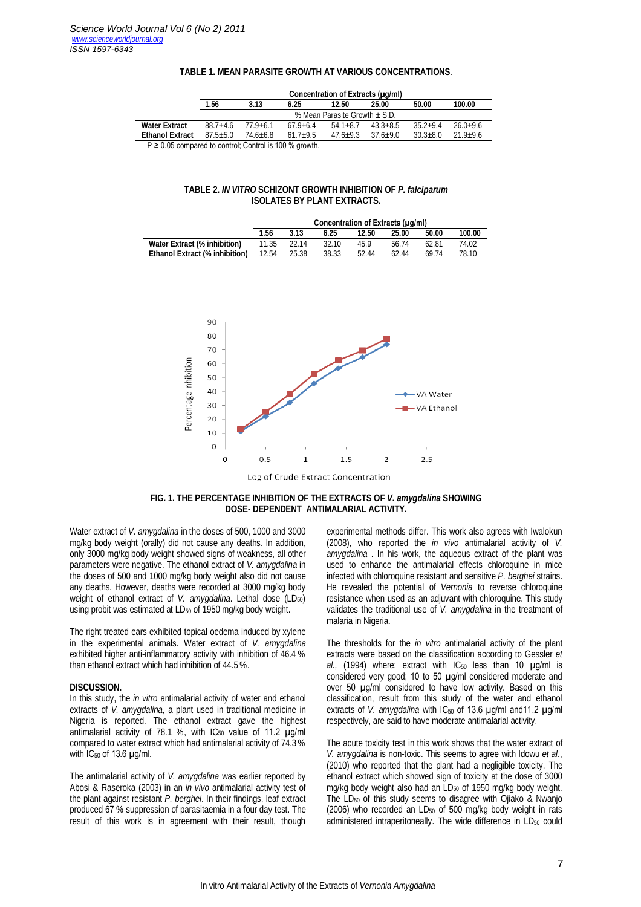**TABLE 1. MEAN PARASITE GROWTH AT VARIOUS CONCENTRATIONS.**

| | Concentration of Extracts (µg/ml) | | | | | | |
|---|---|---|---|---|---|---|---|
| | 1.56 | 3.13 | 6.25 | 12.50 | 25.00 | 50.00 | 100.00 |
| | % Mean Parasite Growth ± S.D. | | | | | | |
| **Water Extract** | 88.7±4.6 | 77.9±6.1 | 67.9±6.4 | 54.1±8.7 | 43.3±8.5 | 35.2±9.4 | 26.0±9.6 |
| **Ethanol Extract** | 87.5±5.0 | 74.6±6.8 | 61.7±9.5 | 47.6±9.3 | 37.6±9.0 | 30.3±8.0 | 21.9±9.6 |

$P \geq 0.05$ compared to control; Control is 100 % growth.

**TABLE 2. *IN VITRO* SCHIZONT GROWTH INHIBITION OF *P. falciparum* ISOLATES BY PLANT EXTRACTS.**

| | Concentration of Extracts (µg/ml) | | | | | | |
|---|---|---|---|---|---|---|---|
| | 1.56 | 3.13 | 6.25 | 12.50 | 25.00 | 50.00 | 100.00 |
| **Water Extract (% inhibition)** | 11.35 | 22.14 | 32.10 | 45.9 | 56.74 | 62.81 | 74.02 |
| **Ethanol Extract (% inhibition)** | 12.54 | 25.38 | 38.33 | 52.44 | 62.44 | 69.74 | 78.10 |

**FIG. 1. THE PERCENTAGE INHIBITION OF THE EXTRACTS OF *V. amygdalina* SHOWING DOSE- DEPENDENT ANTIMALARIAL ACTIVITY.**

Water extract of *V. amygdalina* in the doses of 500, 1000 and 3000 mg/kg body weight (orally) did not cause any deaths. In addition, only 3000 mg/kg body weight showed signs of weakness, all other parameters were negative. The ethanol extract of *V. amygdalina* in the doses of 500 and 1000 mg/kg body weight also did not cause any deaths. However, deaths were recorded at 3000 mg/kg body weight of ethanol extract of *V. amygdalina*. Lethal dose ($LD_{50}$) using probit was estimated at $LD_{50}$ of 1950 mg/kg body weight.

The right treated ears exhibited topical oedema induced by xylene in the experimental animals. Water extract of *V. amygdalina* exhibited higher anti-inflammatory activity with inhibition of 46.4 % than ethanol extract which had inhibition of 44.5 %.

## DISCUSSION.

In this study, the *in vitro* antimalarial activity of water and ethanol extracts of *V. amygdalina*, a plant used in traditional medicine in Nigeria is reported. The ethanol extract gave the highest antimalarial activity of 78.1 %, with $IC_{50}$ value of 11.2 µg/ml compared to water extract which had antimalarial activity of 74.3 % with $IC_{50}$ of 13.6 µg/ml.

The antimalarial activity of *V. amygdalina* was earlier reported by Abosi & Raseroka (2003) in an *in vivo* antimalarial activity test of the plant against resistant *P. berghei*. In their findings, leaf extract produced 67 % suppression of parasitaemia in a four day test. The result of this work is in agreement with their result, though experimental methods differ. This work also agrees with Iwalokun (2008), who reported the *in vivo* antimalarial activity of *V. amygdalina* . In his work, the aqueous extract of the plant was used to enhance the antimalarial effects chloroquine in mice infected with chloroquine resistant and sensitive *P. berghei* strains. He revealed the potential of *Vernonia* to reverse chloroquine resistance when used as an adjuvant with chloroquine. This study validates the traditional use of *V. amygdalina* in the treatment of malaria in Nigeria.

The thresholds for the *in vitro* antimalarial activity of the plant extracts were based on the classification according to Gessler *et al.*, (1994) where: extract with $IC_{50}$ less than 10 µg/ml is considered very good; 10 to 50 µg/ml considered moderate and over 50 µg/ml considered to have low activity. Based on this classification, result from this study of the water and ethanol extracts of *V. amygdalina* with $IC_{50}$ of 13.6 µg/ml and11.2 µg/ml respectively, are said to have moderate antimalarial activity.

The acute toxicity test in this work shows that the water extract of *V. amygdalina* is non-toxic. This seems to agree with Idowu *et al*., (2010) who reported that the plant had a negligible toxicity. The ethanol extract which showed sign of toxicity at the dose of 3000 mg/kg body weight also had an $LD_{50}$ of 1950 mg/kg body weight. The $LD_{50}$ of this study seems to disagree with Ojiako & Nwanjo (2006) who recorded an $LD_{50}$ of 500 mg/kg body weight in rats administered intraperitoneally. The wide difference in $LD_{50}$ could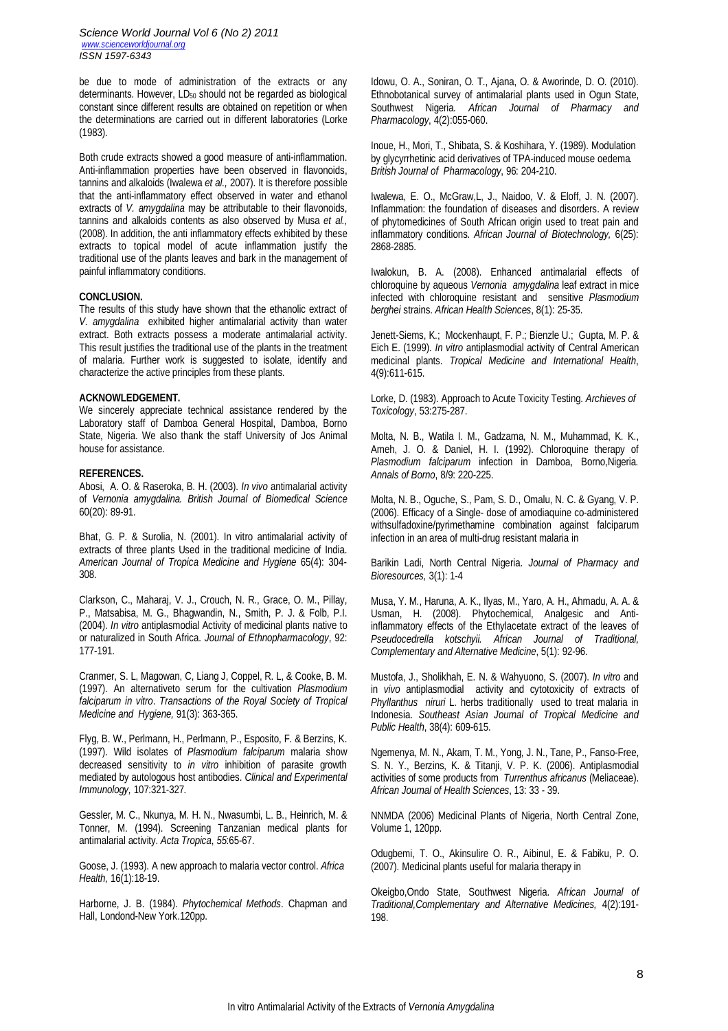be due to mode of administration of the extracts or any determinants. However, $LD_{50}$ should not be regarded as biological constant since different results are obtained on repetition or when the determinations are carried out in different laboratories (Lorke (1983).

Both crude extracts showed a good measure of anti-inflammation. Anti-inflammation properties have been observed in flavonoids, tannins and alkaloids (Iwalewa *et al.,* 2007). It is therefore possible that the anti-inflammatory effect observed in water and ethanol extracts of *V. amygdalina* may be attributable to their flavonoids, tannins and alkaloids contents as also observed by Musa *et al.,* (2008). In addition, the anti inflammatory effects exhibited by these extracts to topical model of acute inflammation justify the traditional use of the plants leaves and bark in the management of painful inflammatory conditions.

**CONCLUSION.**

The results of this study have shown that the ethanolic extract of *V. amygdalina* exhibited higher antimalarial activity than water extract. Both extracts possess a moderate antimalarial activity. This result justifies the traditional use of the plants in the treatment of malaria. Further work is suggested to isolate, identify and characterize the active principles from these plants.

**ACKNOWLEDGEMENT.**

We sincerely appreciate technical assistance rendered by the Laboratory staff of Damboa General Hospital, Damboa, Borno State, Nigeria. We also thank the staff University of Jos Animal house for assistance.

**REFERENCES.**

Abosi, A. O. & Raseroka, B. H. (2003). *In vivo* antimalarial activity of *Vernonia amygdalina. British Journal of Biomedical Science* 60(20): 89-91.

Bhat, G. P. & Surolia, N. (2001). In vitro antimalarial activity of extracts of three plants Used in the traditional medicine of India. *American Journal of Tropica Medicine and Hygiene* 65(4): 304-308.

Clarkson, C., Maharaj, V. J., Crouch, N. R., Grace, O. M., Pillay, P., Matsabisa, M. G., Bhagwandin, N., Smith, P. J. & Folb, P.I. (2004). *In vitro* antiplasmodial Activity of medicinal plants native to or naturalized in South Africa. *Journal of Ethnopharmacology*, 92: 177-191.

Cranmer, S. L, Magowan, C, Liang J, Coppel, R. L, & Cooke, B. M. (1997). An alternativeto serum for the cultivation *Plasmodium falciparum in vitro*. *Transactions of the Royal Society of Tropical Medicine and Hygiene,* 91(3): 363-365.

Flyg, B. W., Perlmann, H., Perlmann, P., Esposito, F. & Berzins, K. (1997). Wild isolates of *Plasmodium falciparum* malaria show decreased sensitivity to *in vitro* inhibition of parasite growth mediated by autologous host antibodies. *Clinical and Experimental Immunology,* 107:321-327.

Gessler, M. C., Nkunya, M. H. N., Nwasumbi, L. B., Heinrich, M. & Tonner, M. (1994). Screening Tanzanian medical plants for antimalarial activity. *Acta Tropica*, *55*:65-67.

Goose, J. (1993). A new approach to malaria vector control. *Africa Health,* 16(1):18-19.

Harborne, J. B. (1984). *Phytochemical Methods*. Chapman and Hall, Londond-New York.120pp.

Idowu, O. A., Soniran, O. T., Ajana, O. & Aworinde, D. O. (2010). Ethnobotanical survey of antimalarial plants used in Ogun State, Southwest Nigeria*. African Journal of Pharmacy and Pharmacology*, 4(2):055-060.

Inoue, H., Mori, T., Shibata, S. & Koshihara, Y. (1989). Modulation by glycyrrhetinic acid derivatives of TPA-induced mouse oedema*. British Journal of Pharmacology*, 96: 204-210.

Iwalewa, E. O., McGraw,L, J., Naidoo, V. & Eloff, J. N. (2007). Inflammation: the foundation of diseases and disorders. A review of phytomedicines of South African origin used to treat pain and inflammatory conditions. *African Journal of Biotechnology,* 6(25): 2868-2885.

Iwalokun, B. A. (2008). Enhanced antimalarial effects of chloroquine by aqueous *Vernonia amygdalina* leaf extract in mice infected with chloroquine resistant and sensitive *Plasmodium berghei* strains. *African Health Sciences*, 8(1): 25-35.

Jenett-Siems, K.; Mockenhaupt, F. P.; Bienzle U.; Gupta, M. P. & Eich E. (1999). *In vitro* antiplasmodial activity of Central American medicinal plants. *Tropical Medicine and International Health*, 4(9):611-615.

Lorke, D. (1983). Approach to Acute Toxicity Testing. *Archieves of Toxicology*, 53:275-287.

Molta, N. B., Watila I. M., Gadzama, N. M., Muhammad, K. K., Ameh, J. O. & Daniel, H. I. (1992). Chloroquine therapy of *Plasmodium falciparum* infection in Damboa, Borno,Nigeria*. Annals of Borno*, 8/9: 220-225.

Molta, N. B., Oguche, S., Pam, S. D., Omalu, N. C. & Gyang, V. P. (2006). Efficacy of a Single- dose of amodiaquine co-administered withsulfadoxine/pyrimethamine combination against falciparum infection in an area of multi-drug resistant malaria in

Barikin Ladi, North Central Nigeria. *Journal of Pharmacy and Bioresources,* 3(1): 1-4

Musa, Y. M., Haruna, A. K., Ilyas, M., Yaro, A. H., Ahmadu, A. A. & Usman, H. (2008). Phytochemical, Analgesic and Anti-inflammatory effects of the Ethylacetate extract of the leaves of *Pseudocedrella kotschyii. African Journal of Traditional, Complementary and Alternative Medicine*, 5(1): 92-96.

Mustofa, J., Sholikhah, E. N. & Wahyuono, S. (2007). *In vitro* and in *vivo* antiplasmodial activity and cytotoxicity of extracts of *Phyllanthus niruri* L. herbs traditionally used to treat malaria in Indonesia. *Southeast Asian Journal of Tropical Medicine and Public Health*, 38(4): 609-615.

Ngemenya, M. N., Akam, T. M., Yong, J. N., Tane, P., Fanso-Free, S. N. Y., Berzins, K. & Titanji, V. P. K. (2006). Antiplasmodial activities of some products from *Turrenthus africanus* (Meliaceae). *African Journal of Health Sciences*, 13: 33 - 39.

NNMDA (2006) Medicinal Plants of Nigeria, North Central Zone, Volume 1, 120pp.

Odugbemi, T. O., Akinsulire O. R., Aibinul, E. & Fabiku, P. O. (2007). Medicinal plants useful for malaria therapy in

Okeigbo,Ondo State, Southwest Nigeria. *African Journal of Traditional,Complementary and Alternative Medicines,* 4(2):191-198.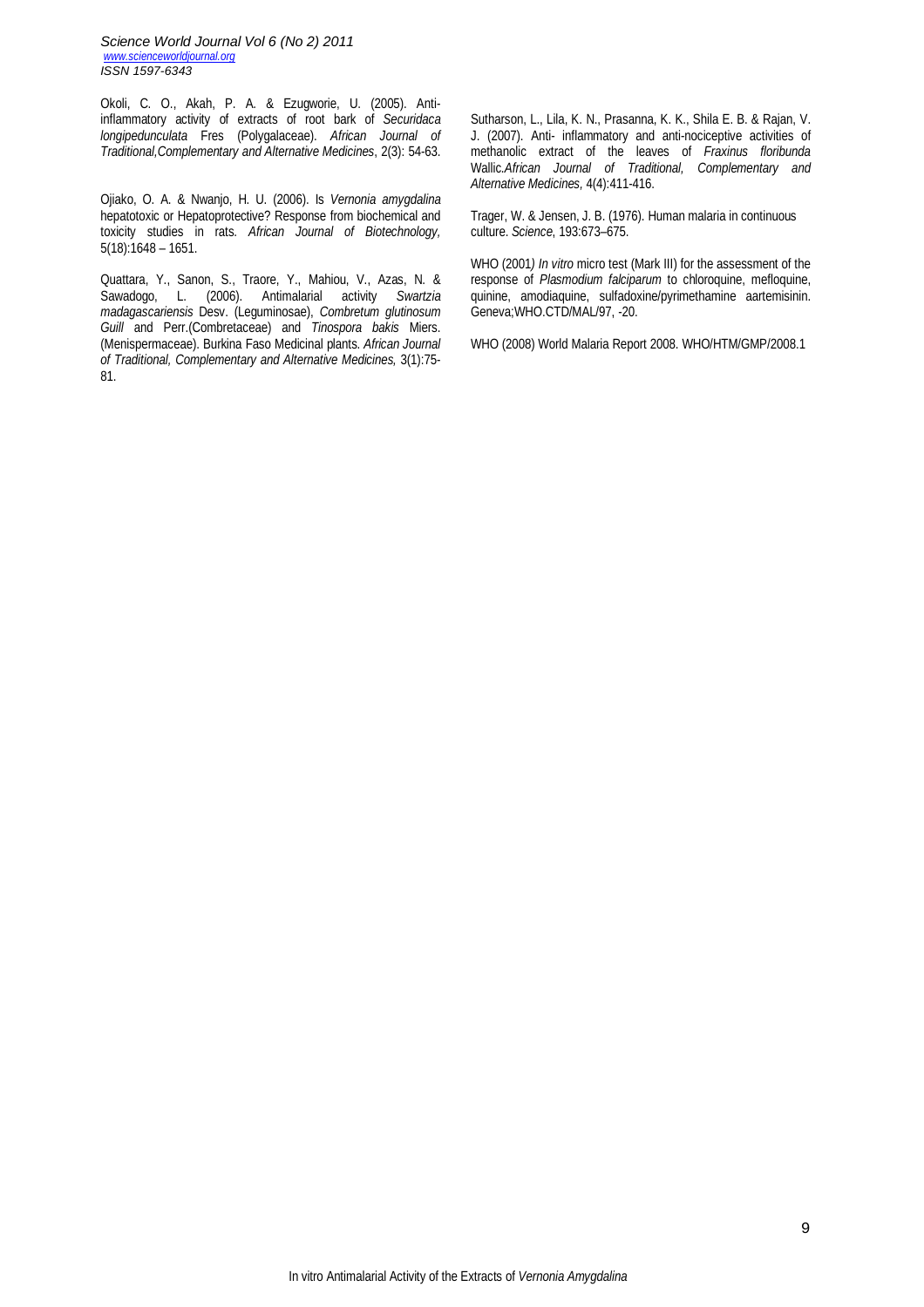Okoli, C. O., Akah, P. A. & Ezugworie, U. (2005). Anti-inflammatory activity of extracts of root bark of *Securidaca longipedunculata* Fres (Polygalaceae). *African Journal of Traditional,Complementary and Alternative Medicines*, 2(3): 54-63.

Ojiako, O. A. & Nwanjo, H. U. (2006). Is *Vernonia amygdalina* hepatotoxic or Hepatoprotective? Response from biochemical and toxicity studies in rats. *African Journal of Biotechnology,* 5(18):1648 – 1651.

Quattara, Y., Sanon, S., Traore, Y., Mahiou, V., Azas, N. & Sawadogo, L. (2006). Antimalarial activity *Swartzia madagascariensis* Desv. (Leguminosae), *Combretum glutinosum Guill* and Perr.(Combretaceae) and *Tinospora bakis* Miers. (Menispermaceae). Burkina Faso Medicinal plants. *African Journal of Traditional, Complementary and Alternative Medicines,* 3(1):75-81.

Sutharson, L., Lila, K. N., Prasanna, K. K., Shila E. B. & Rajan, V. J. (2007). Anti- inflammatory and anti-nociceptive activities of methanolic extract of the leaves of *Fraxinus floribunda* Wallic.*African Journal of Traditional, Complementary and Alternative Medicines,* 4(4):411-416.

Trager, W. & Jensen, J. B. (1976). Human malaria in continuous culture. *Science*, 193:673–675.

WHO (2001*) In vitro* micro test (Mark III) for the assessment of the response of *Plasmodium falciparum* to chloroquine, mefloquine, quinine, amodiaquine, sulfadoxine/pyrimethamine aartemisinin. Geneva;WHO.CTD/MAL/97, -20.

WHO (2008) World Malaria Report 2008. WHO/HTM/GMP/2008.1